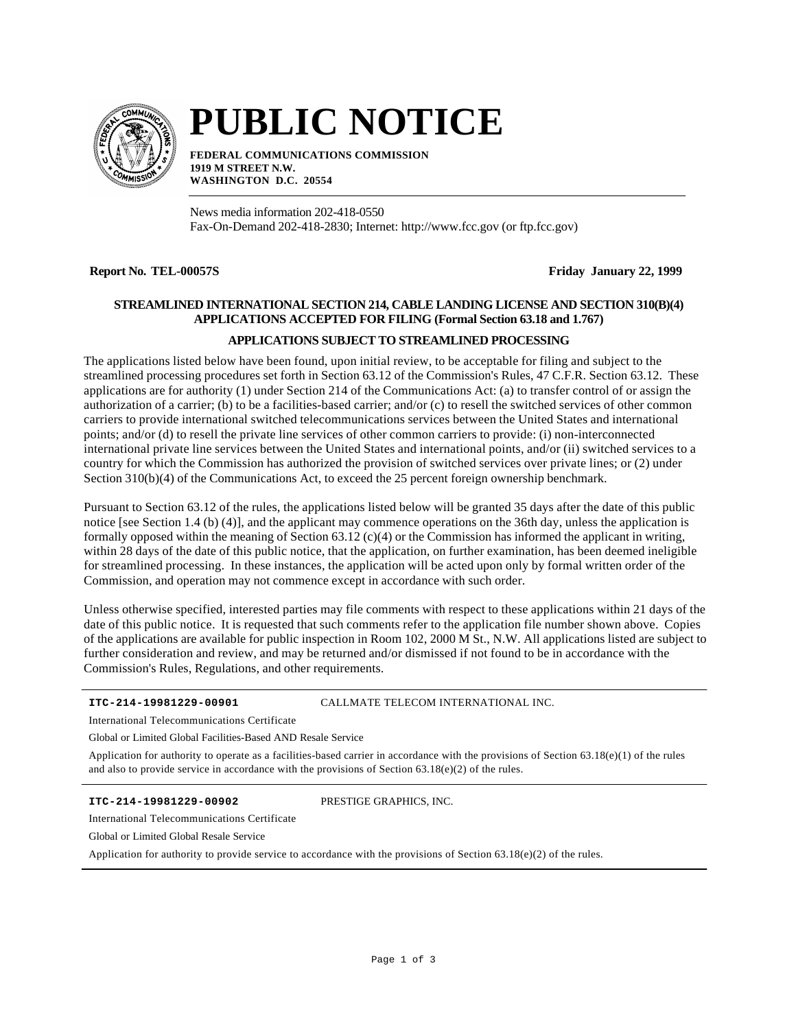# PUBLIC NOTICE

**FEDERAL COMMUNICATIONS COMMISSION**
**1919 M STREET N.W.**
**WASHINGTON D.C. 20554**

News media information 202-418-0550
Fax-On-Demand 202-418-2830; Internet: http://www.fcc.gov (or ftp.fcc.gov)

**Report No. TEL-00057S** **Friday January 22, 1999**

### STREAMLINED INTERNATIONAL SECTION 214, CABLE LANDING LICENSE AND SECTION 310(B)(4) APPLICATIONS ACCEPTED FOR FILING (Formal Section 63.18 and 1.767)

### APPLICATIONS SUBJECT TO STREAMLINED PROCESSING

The applications listed below have been found, upon initial review, to be acceptable for filing and subject to the streamlined processing procedures set forth in Section 63.12 of the Commission's Rules, 47 C.F.R. Section 63.12. These applications are for authority (1) under Section 214 of the Communications Act: (a) to transfer control of or assign the authorization of a carrier; (b) to be a facilities-based carrier; and/or (c) to resell the switched services of other common carriers to provide international switched telecommunications services between the United States and international points; and/or (d) to resell the private line services of other common carriers to provide: (i) non-interconnected international private line services between the United States and international points, and/or (ii) switched services to a country for which the Commission has authorized the provision of switched services over private lines; or (2) under Section 310(b)(4) of the Communications Act, to exceed the 25 percent foreign ownership benchmark.

Pursuant to Section 63.12 of the rules, the applications listed below will be granted 35 days after the date of this public notice [see Section 1.4 (b) (4)], and the applicant may commence operations on the 36th day, unless the application is formally opposed within the meaning of Section 63.12 (c)(4) or the Commission has informed the applicant in writing, within 28 days of the date of this public notice, that the application, on further examination, has been deemed ineligible for streamlined processing. In these instances, the application will be acted upon only by formal written order of the Commission, and operation may not commence except in accordance with such order.

Unless otherwise specified, interested parties may file comments with respect to these applications within 21 days of the date of this public notice. It is requested that such comments refer to the application file number shown above. Copies of the applications are available for public inspection in Room 102, 2000 M St., N.W. All applications listed are subject to further consideration and review, and may be returned and/or dismissed if not found to be in accordance with the Commission's Rules, Regulations, and other requirements.

---

**ITC-214-19981229-00901** CALLMATE TELECOM INTERNATIONAL INC.

International Telecommunications Certificate

Global or Limited Global Facilities-Based AND Resale Service

Application for authority to operate as a facilities-based carrier in accordance with the provisions of Section 63.18(e)(1) of the rules and also to provide service in accordance with the provisions of Section 63.18(e)(2) of the rules.

---

**ITC-214-19981229-00902** PRESTIGE GRAPHICS, INC.

International Telecommunications Certificate

Global or Limited Global Resale Service

Application for authority to provide service to accordance with the provisions of Section 63.18(e)(2) of the rules.

---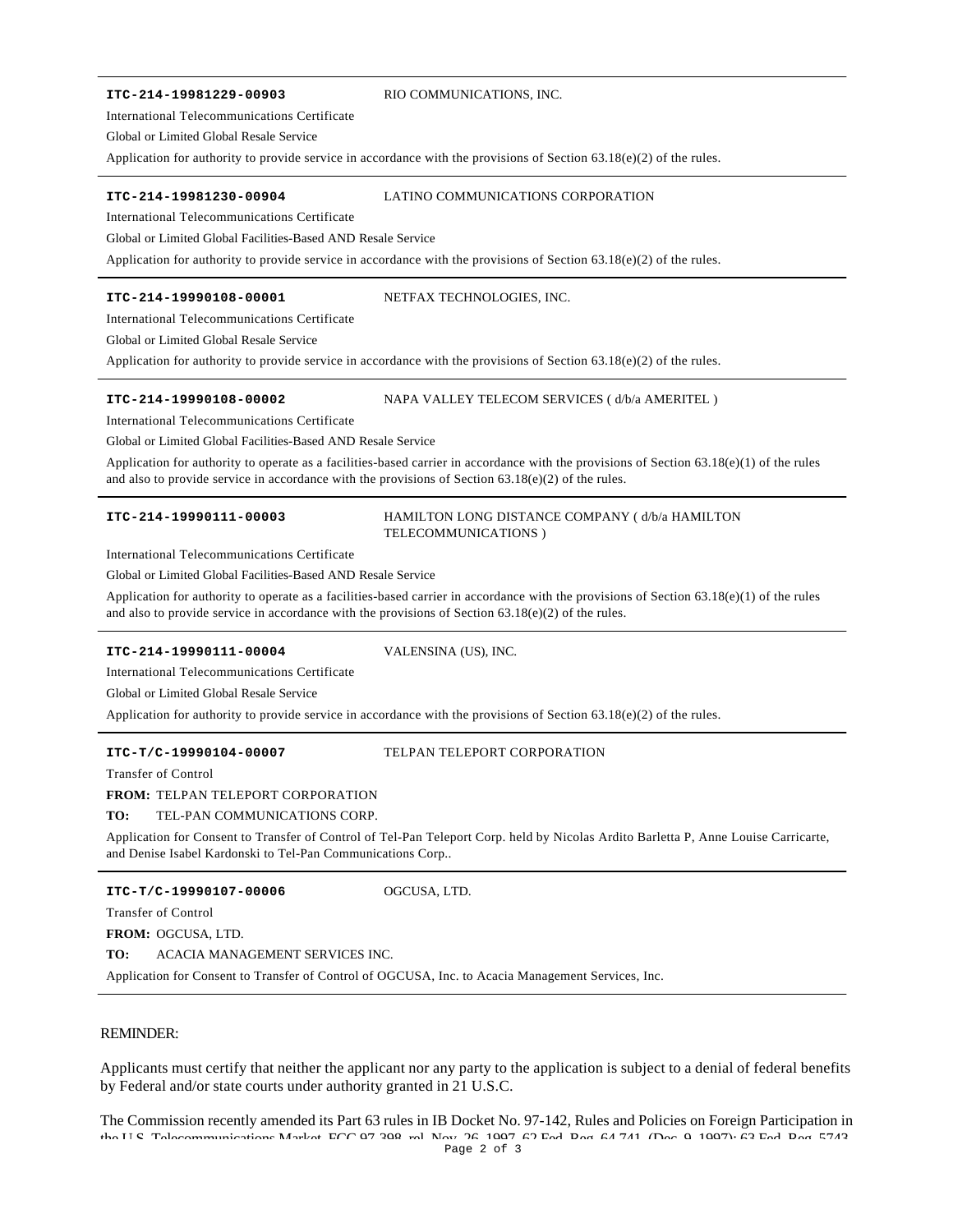---

**ITC-214-19981229-00903** RIO COMMUNICATIONS, INC.

International Telecommunications Certificate

Global or Limited Global Resale Service

Application for authority to provide service in accordance with the provisions of Section 63.18(e)(2) of the rules.

---

**ITC-214-19981230-00904** LATINO COMMUNICATIONS CORPORATION

International Telecommunications Certificate

Global or Limited Global Facilities-Based AND Resale Service

Application for authority to provide service in accordance with the provisions of Section 63.18(e)(2) of the rules.

---

**ITC-214-19990108-00001** NETFAX TECHNOLOGIES, INC.

International Telecommunications Certificate

Global or Limited Global Resale Service

Application for authority to provide service in accordance with the provisions of Section 63.18(e)(2) of the rules.

---

**ITC-214-19990108-00002** NAPA VALLEY TELECOM SERVICES ( d/b/a AMERITEL )

International Telecommunications Certificate

Global or Limited Global Facilities-Based AND Resale Service

Application for authority to operate as a facilities-based carrier in accordance with the provisions of Section 63.18(e)(1) of the rules and also to provide service in accordance with the provisions of Section 63.18(e)(2) of the rules.

---

**ITC-214-19990111-00003** HAMILTON LONG DISTANCE COMPANY ( d/b/a HAMILTON TELECOMMUNICATIONS )

International Telecommunications Certificate

Global or Limited Global Facilities-Based AND Resale Service

Application for authority to operate as a facilities-based carrier in accordance with the provisions of Section 63.18(e)(1) of the rules and also to provide service in accordance with the provisions of Section 63.18(e)(2) of the rules.

---

**ITC-214-19990111-00004** VALENSINA (US), INC.

International Telecommunications Certificate

Global or Limited Global Resale Service

Application for authority to provide service in accordance with the provisions of Section 63.18(e)(2) of the rules.

---

**ITC-T/C-19990104-00007** TELPAN TELEPORT CORPORATION

Transfer of Control

**FROM:** TELPAN TELEPORT CORPORATION

**TO:** TEL-PAN COMMUNICATIONS CORP.

Application for Consent to Transfer of Control of Tel-Pan Teleport Corp. held by Nicolas Ardito Barletta P, Anne Louise Carricarte, and Denise Isabel Kardonski to Tel-Pan Communications Corp..

---

**ITC-T/C-19990107-00006** OGCUSA, LTD.

Transfer of Control

**FROM:** OGCUSA, LTD.

**TO:** ACACIA MANAGEMENT SERVICES INC.

Application for Consent to Transfer of Control of OGCUSA, Inc. to Acacia Management Services, Inc.

---

REMINDER:

Applicants must certify that neither the applicant nor any party to the application is subject to a denial of federal benefits by Federal and/or state courts under authority granted in 21 U.S.C.

The Commission recently amended its Part 63 rules in IB Docket No. 97-142, Rules and Policies on Foreign Participation in the U.S. Telecommunications Market, FCC 97-398, rel. Nov. 26, 1997, 62 Fed. Reg. 64,741 (Dec. 9, 1997); 63 Fed. Reg. 5743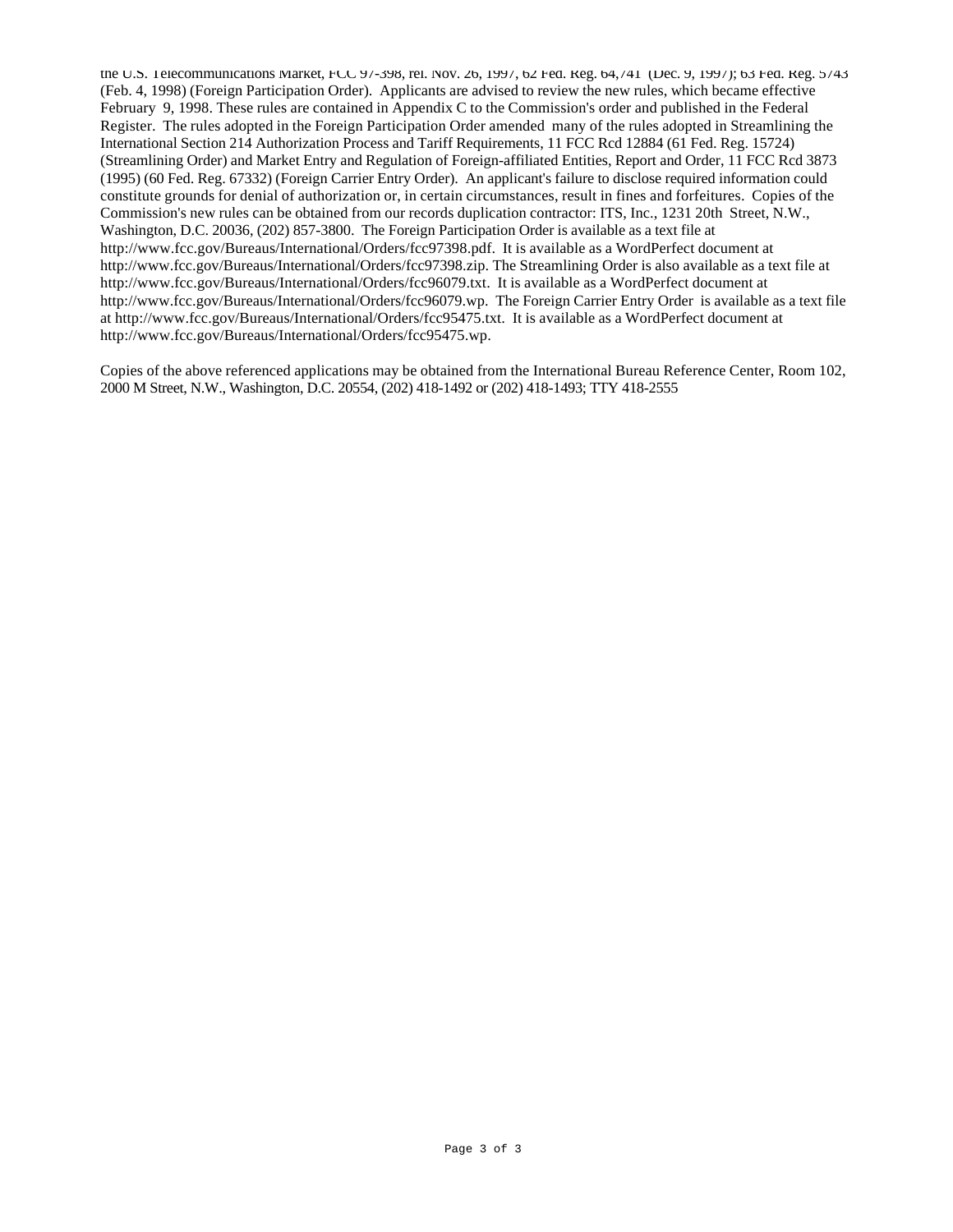the U.S. Telecommunications Market, FCC 97-398, rel. Nov. 26, 1997, 62 Fed. Reg. 64,741 (Dec. 9, 1997); 63 Fed. Reg. 5743 (Feb. 4, 1998) (Foreign Participation Order). Applicants are advised to review the new rules, which became effective February 9, 1998. These rules are contained in Appendix C to the Commission's order and published in the Federal Register. The rules adopted in the Foreign Participation Order amended many of the rules adopted in Streamlining the International Section 214 Authorization Process and Tariff Requirements, 11 FCC Rcd 12884 (61 Fed. Reg. 15724) (Streamlining Order) and Market Entry and Regulation of Foreign-affiliated Entities, Report and Order, 11 FCC Rcd 3873 (1995) (60 Fed. Reg. 67332) (Foreign Carrier Entry Order). An applicant's failure to disclose required information could constitute grounds for denial of authorization or, in certain circumstances, result in fines and forfeitures. Copies of the Commission's new rules can be obtained from our records duplication contractor: ITS, Inc., 1231 20th Street, N.W., Washington, D.C. 20036, (202) 857-3800. The Foreign Participation Order is available as a text file at http://www.fcc.gov/Bureaus/International/Orders/fcc97398.pdf. It is available as a WordPerfect document at http://www.fcc.gov/Bureaus/International/Orders/fcc97398.zip. The Streamlining Order is also available as a text file at http://www.fcc.gov/Bureaus/International/Orders/fcc96079.txt. It is available as a WordPerfect document at http://www.fcc.gov/Bureaus/International/Orders/fcc96079.wp. The Foreign Carrier Entry Order is available as a text file at http://www.fcc.gov/Bureaus/International/Orders/fcc95475.txt. It is available as a WordPerfect document at http://www.fcc.gov/Bureaus/International/Orders/fcc95475.wp.

Copies of the above referenced applications may be obtained from the International Bureau Reference Center, Room 102, 2000 M Street, N.W., Washington, D.C. 20554, (202) 418-1492 or (202) 418-1493; TTY 418-2555